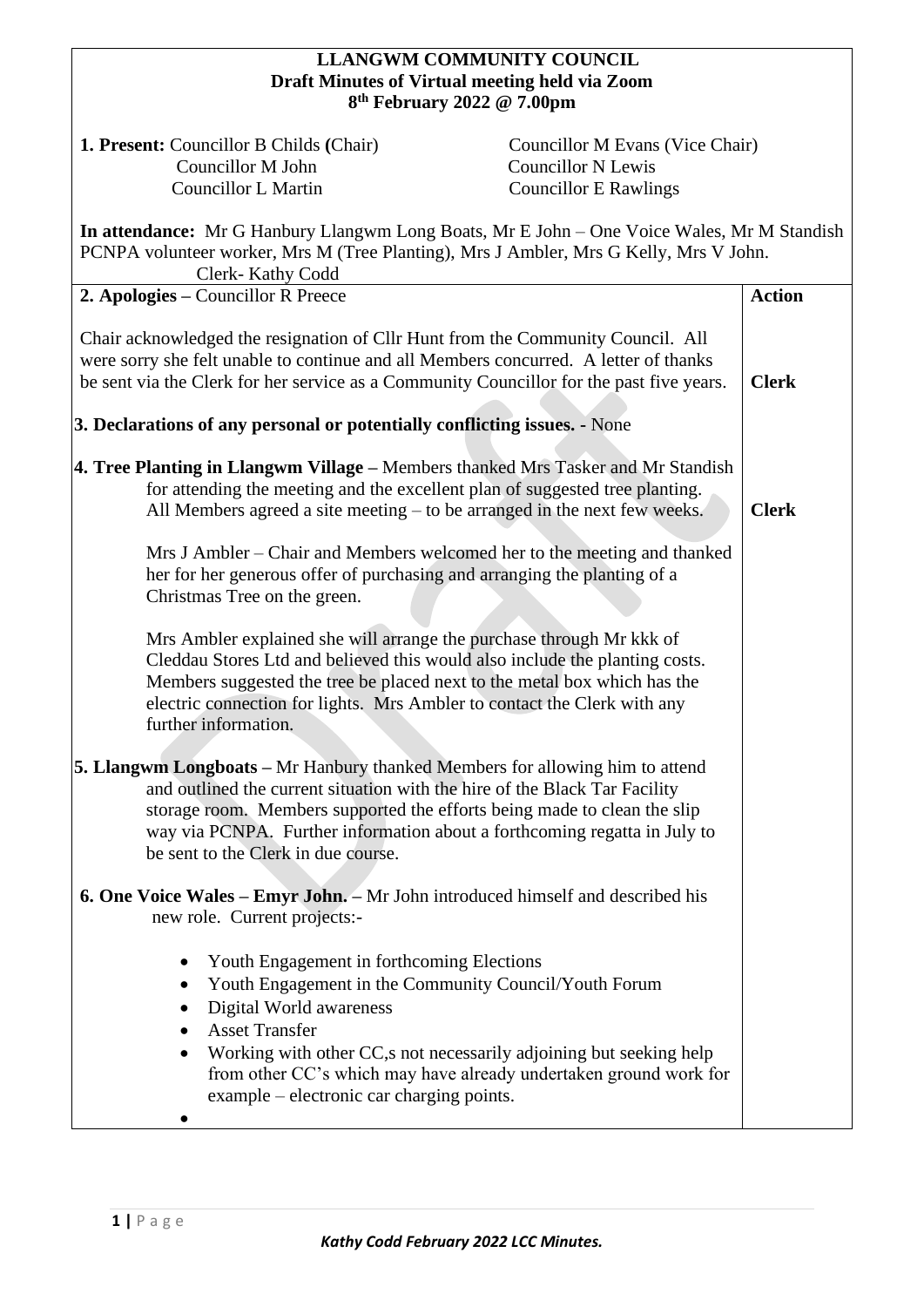# LLANGWM COMMUNITY COUNCIL
## Draft Minutes of Virtual meeting held via Zoom
## 8th February 2022 @ 7.00pm

**1. Present:** Councillor B Childs **(**Chair) Councillor M Evans (Vice Chair)
Councillor M John Councillor N Lewis
Councillor L Martin Councillor E Rawlings

**In attendance:** Mr G Hanbury Llangwm Long Boats, Mr E John – One Voice Wales, Mr M Standish PCNPA volunteer worker, Mrs M (Tree Planting), Mrs J Ambler, Mrs G Kelly, Mrs V John.
Clerk- Kathy Codd

| | **Action** |
|---|---|
| **2. Apologies –** Councillor R Preece | |
| Chair acknowledged the resignation of Cllr Hunt from the Community Council. All were sorry she felt unable to continue and all Members concurred. A letter of thanks be sent via the Clerk for her service as a Community Councillor for the past five years. | **Clerk** |
| **3. Declarations of any personal or potentially conflicting issues.** - None | |
| **4. Tree Planting in Llangwm Village –** Members thanked Mrs Tasker and Mr Standish for attending the meeting and the excellent plan of suggested tree planting. All Members agreed a site meeting – to be arranged in the next few weeks. | **Clerk** |
| Mrs J Ambler – Chair and Members welcomed her to the meeting and thanked her for her generous offer of purchasing and arranging the planting of a Christmas Tree on the green. | |
| Mrs Ambler explained she will arrange the purchase through Mr kkk of Cleddau Stores Ltd and believed this would also include the planting costs. Members suggested the tree be placed next to the metal box which has the electric connection for lights. Mrs Ambler to contact the Clerk with any further information. | |
| **5. Llangwm Longboats –** Mr Hanbury thanked Members for allowing him to attend and outlined the current situation with the hire of the Black Tar Facility storage room. Members supported the efforts being made to clean the slip way via PCNPA. Further information about a forthcoming regatta in July to be sent to the Clerk in due course. | |
| **6. One Voice Wales – Emyr John. –** Mr John introduced himself and described his new role. Current projects:-<br>• Youth Engagement in forthcoming Elections<br>• Youth Engagement in the Community Council/Youth Forum<br>• Digital World awareness<br>• Asset Transfer<br>• Working with other CC,s not necessarily adjoining but seeking help from other CC's which may have already undertaken ground work for example – electronic car charging points.<br>• | |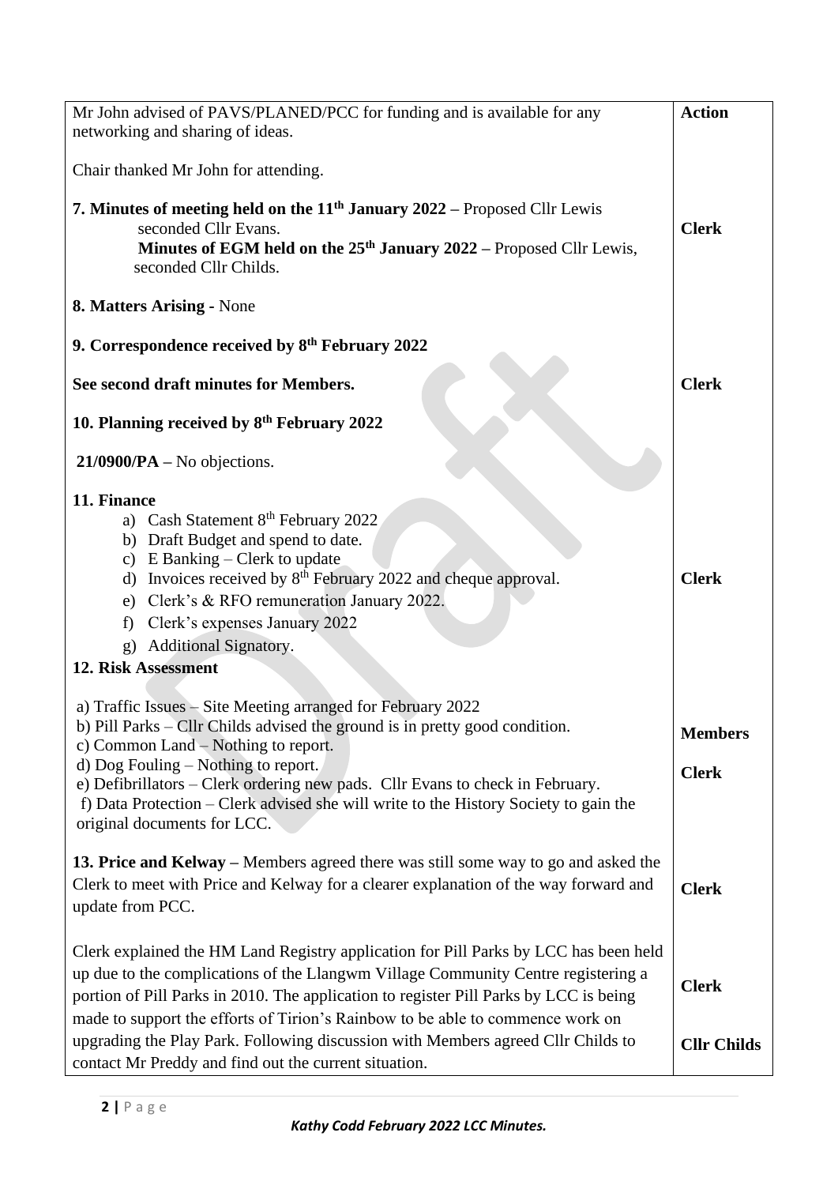| | Action |
|---|---|
| Mr John advised of PAVS/PLANED/PCC for funding and is available for any networking and sharing of ideas.<br><br>Chair thanked Mr John for attending. | |
| **7. Minutes of meeting held on the 11th January 2022 –** Proposed Cllr Lewis seconded Cllr Evans.<br>**Minutes of EGM held on the 25th January 2022 –** Proposed Cllr Lewis, seconded Cllr Childs. | **Clerk** |
| **8. Matters Arising -** None | |
| **9. Correspondence received by 8th February 2022**<br><br>**See second draft minutes for Members.** | **Clerk** |
| **10. Planning received by 8th February 2022**<br><br>**21/0900/PA –** No objections. | |
| **11. Finance**<br>a) Cash Statement 8th February 2022<br>b) Draft Budget and spend to date.<br>c) E Banking – Clerk to update<br>d) Invoices received by 8th February 2022 and cheque approval.<br>e) Clerk's & RFO remuneration January 2022.<br>f) Clerk's expenses January 2022<br>g) Additional Signatory. | **Clerk** |
| **12. Risk Assessment**<br><br>a) Traffic Issues – Site Meeting arranged for February 2022<br>b) Pill Parks – Cllr Childs advised the ground is in pretty good condition.<br>c) Common Land – Nothing to report.<br>d) Dog Fouling – Nothing to report.<br>e) Defibrillators – Clerk ordering new pads. Cllr Evans to check in February.<br>f) Data Protection – Clerk advised she will write to the History Society to gain the original documents for LCC. | **Members**<br><br>**Clerk** |
| **13. Price and Kelway –** Members agreed there was still some way to go and asked the Clerk to meet with Price and Kelway for a clearer explanation of the way forward and update from PCC. | **Clerk** |
| Clerk explained the HM Land Registry application for Pill Parks by LCC has been held up due to the complications of the Llangwm Village Community Centre registering a portion of Pill Parks in 2010. The application to register Pill Parks by LCC is being made to support the efforts of Tirion's Rainbow to be able to commence work on upgrading the Play Park. Following discussion with Members agreed Cllr Childs to contact Mr Preddy and find out the current situation. | **Clerk**<br><br>**Cllr Childs** |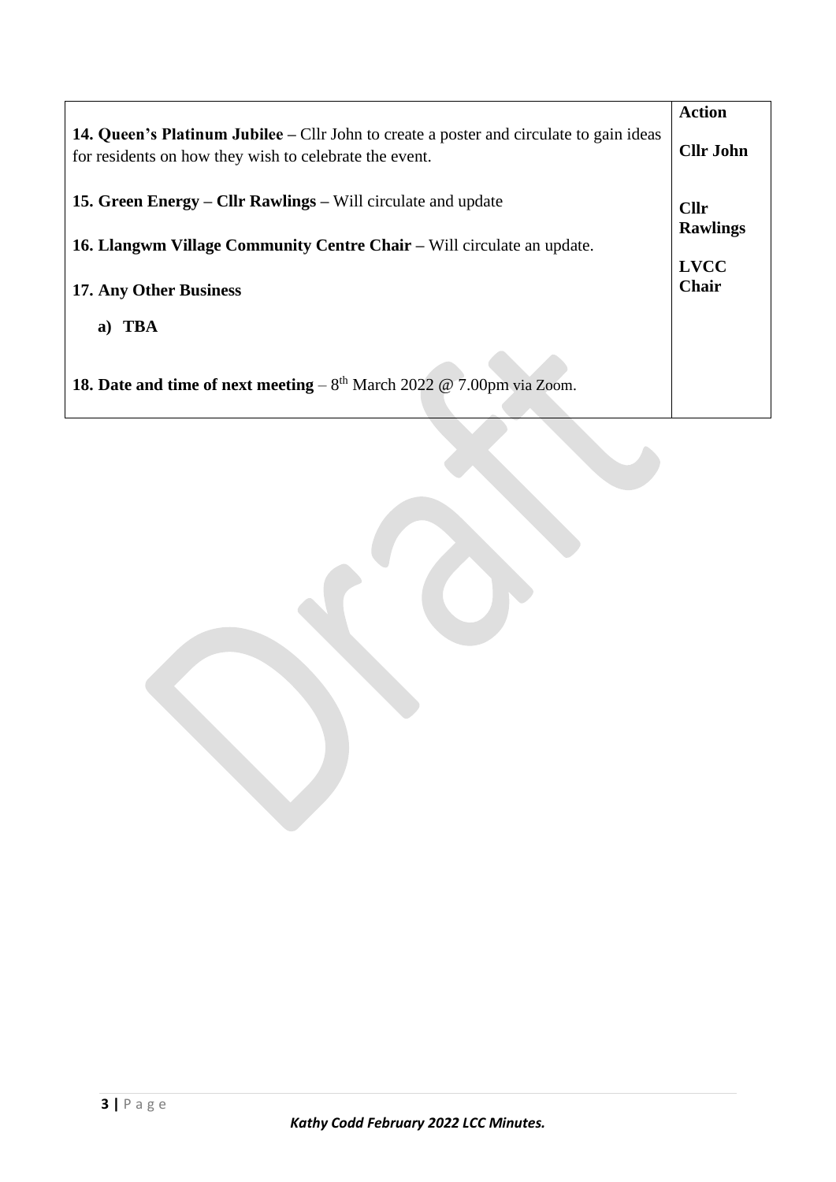| | Action |
|---|---|
| **14. Queen's Platinum Jubilee –** Cllr John to create a poster and circulate to gain ideas for residents on how they wish to celebrate the event. | **Cllr John** |
| **15. Green Energy – Cllr Rawlings –** Will circulate and update | **Cllr Rawlings** |
| **16. Llangwm Village Community Centre Chair –** Will circulate an update. | **LVCC Chair** |
| **17. Any Other Business** | |
| **a) TBA** | |
| **18. Date and time of next meeting** – 8th March 2022 @ 7.00pm via Zoom. | |

*Kathy Codd February 2022 LCC Minutes.*